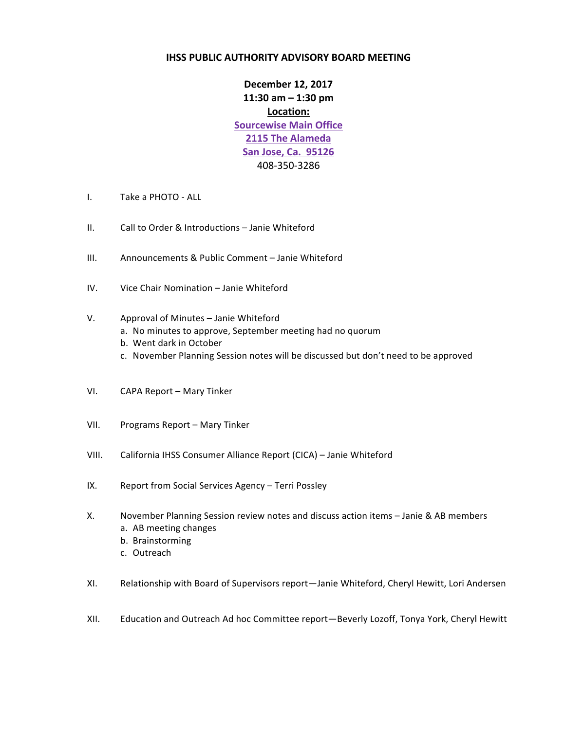# IHSS PUBLIC AUTHORITY ADVISORY BOARD MEETING

**December 12, 2017**
**11:30 am – 1:30 pm**
**Location:**
**Sourcewise Main Office**
**2115 The Alameda**
**San Jose, Ca. 95126**
408-350-3286

I. Take a PHOTO - ALL

II. Call to Order & Introductions – Janie Whiteford

III. Announcements & Public Comment – Janie Whiteford

IV. Vice Chair Nomination – Janie Whiteford

V. Approval of Minutes – Janie Whiteford
   a. No minutes to approve, September meeting had no quorum
   b. Went dark in October
   c. November Planning Session notes will be discussed but don't need to be approved

VI. CAPA Report – Mary Tinker

VII. Programs Report – Mary Tinker

VIII. California IHSS Consumer Alliance Report (CICA) – Janie Whiteford

IX. Report from Social Services Agency – Terri Possley

X. November Planning Session review notes and discuss action items – Janie & AB members
   a. AB meeting changes
   b. Brainstorming
   c. Outreach

XI. Relationship with Board of Supervisors report—Janie Whiteford, Cheryl Hewitt, Lori Andersen

XII. Education and Outreach Ad hoc Committee report—Beverly Lozoff, Tonya York, Cheryl Hewitt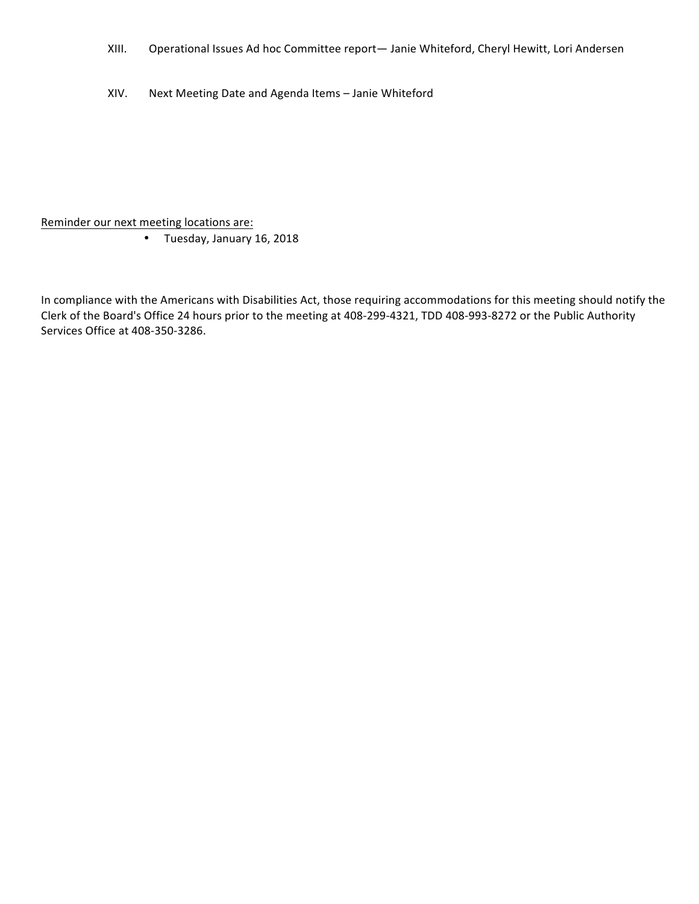XIII. Operational Issues Ad hoc Committee report— Janie Whiteford, Cheryl Hewitt, Lori Andersen

XIV. Next Meeting Date and Agenda Items – Janie Whiteford

<u>Reminder our next meeting locations are:</u>

- Tuesday, January 16, 2018

In compliance with the Americans with Disabilities Act, those requiring accommodations for this meeting should notify the Clerk of the Board's Office 24 hours prior to the meeting at 408-299-4321, TDD 408-993-8272 or the Public Authority Services Office at 408-350-3286.